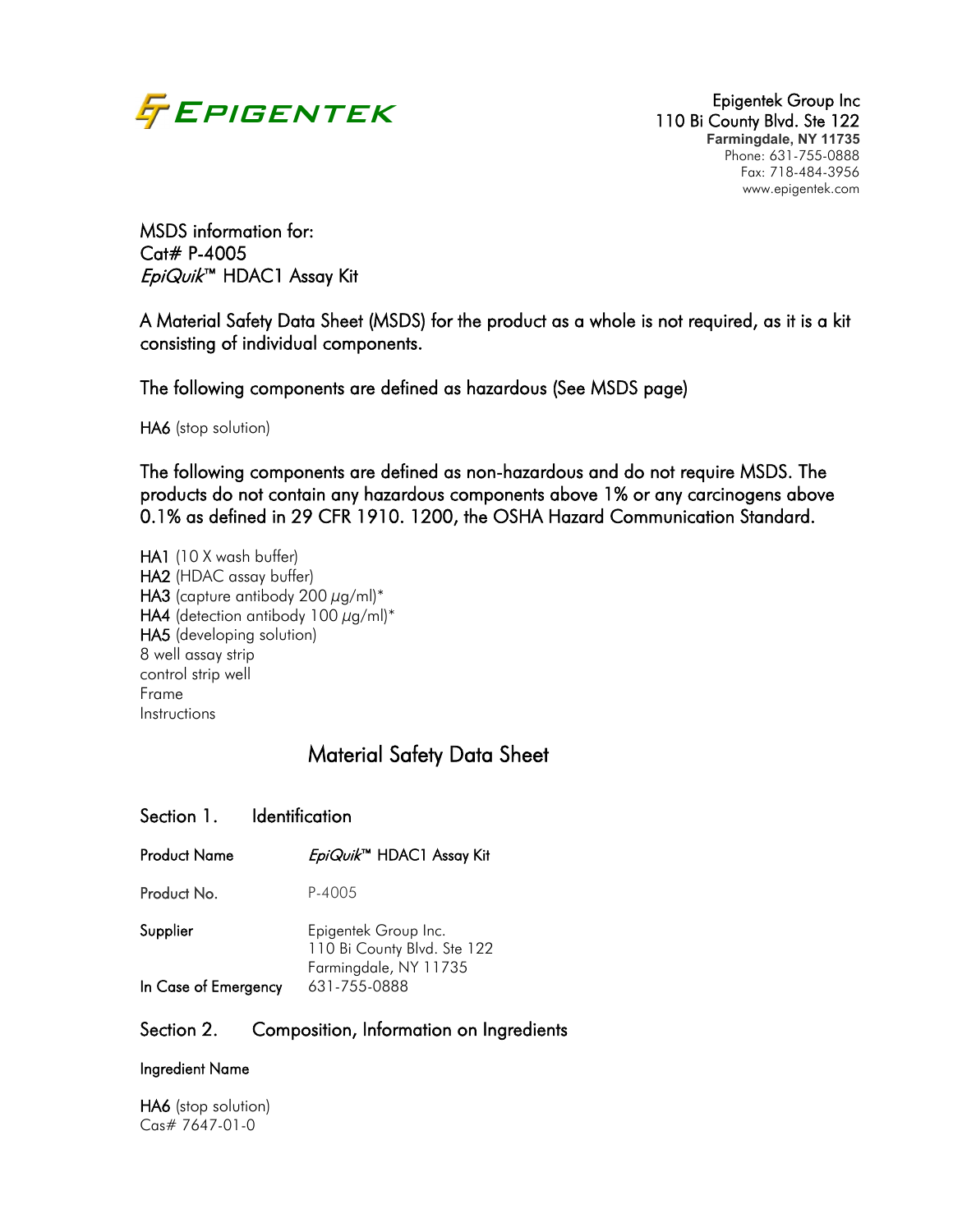EPIGENTEK

Epigentek Group Inc
110 Bi County Blvd. Ste 122
Farmingdale, NY 11735
Phone: 631-755-0888
Fax: 718-484-3956
www.epigentek.com

MSDS information for:
Cat# P-4005
*EpiQuik*™ HDAC1 Assay Kit

A Material Safety Data Sheet (MSDS) for the product as a whole is not required, as it is a kit consisting of individual components.

The following components are defined as hazardous (See MSDS page)

**HA6** (stop solution)

The following components are defined as non-hazardous and do not require MSDS. The products do not contain any hazardous components above 1% or any carcinogens above 0.1% as defined in 29 CFR 1910. 1200, the OSHA Hazard Communication Standard.

**HA1** (10 X wash buffer)
**HA2** (HDAC assay buffer)
**HA3** (capture antibody 200 μg/ml)*
**HA4** (detection antibody 100 μg/ml)*
**HA5** (developing solution)
8 well assay strip
control strip well
Frame
Instructions

# Material Safety Data Sheet

## Section 1. Identification

| | |
|---|---|
| Product Name | *EpiQuik*™ HDAC1 Assay Kit |
| Product No. | P-4005 |
| Supplier | Epigentek Group Inc.<br>110 Bi County Blvd. Ste 122<br>Farmingdale, NY 11735 |
| In Case of Emergency | 631-755-0888 |

## Section 2. Composition, Information on Ingredients

**Ingredient Name**

**HA6** (stop solution)
Cas# 7647-01-0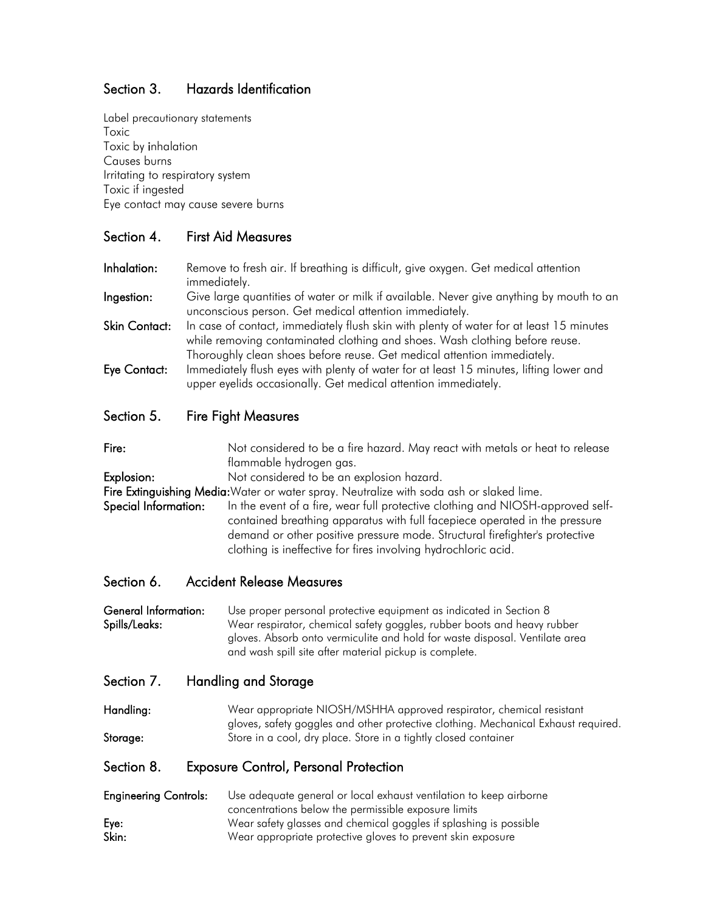## Section 3. Hazards Identification

Label precautionary statements
Toxic
Toxic by inhalation
Causes burns
Irritating to respiratory system
Toxic if ingested
Eye contact may cause severe burns

## Section 4. First Aid Measures

**Inhalation:** Remove to fresh air. If breathing is difficult, give oxygen. Get medical attention immediately.

**Ingestion:** Give large quantities of water or milk if available. Never give anything by mouth to an unconscious person. Get medical attention immediately.

**Skin Contact:** In case of contact, immediately flush skin with plenty of water for at least 15 minutes while removing contaminated clothing and shoes. Wash clothing before reuse. Thoroughly clean shoes before reuse. Get medical attention immediately.

**Eye Contact:** Immediately flush eyes with plenty of water for at least 15 minutes, lifting lower and upper eyelids occasionally. Get medical attention immediately.

## Section 5. Fire Fight Measures

**Fire:** Not considered to be a fire hazard. May react with metals or heat to release flammable hydrogen gas.

**Explosion:** Not considered to be an explosion hazard.

**Fire Extinguishing Media:** Water or water spray. Neutralize with soda ash or slaked lime.

**Special Information:** In the event of a fire, wear full protective clothing and NIOSH-approved self-contained breathing apparatus with full facepiece operated in the pressure demand or other positive pressure mode. Structural firefighter's protective clothing is ineffective for fires involving hydrochloric acid.

## Section 6. Accident Release Measures

**General Information:** Use proper personal protective equipment as indicated in Section 8

**Spills/Leaks:** Wear respirator, chemical safety goggles, rubber boots and heavy rubber gloves. Absorb onto vermiculite and hold for waste disposal. Ventilate area and wash spill site after material pickup is complete.

## Section 7. Handling and Storage

**Handling:** Wear appropriate NIOSH/MSHHA approved respirator, chemical resistant gloves, safety goggles and other protective clothing. Mechanical Exhaust required.

**Storage:** Store in a cool, dry place. Store in a tightly closed container

## Section 8. Exposure Control, Personal Protection

**Engineering Controls:** Use adequate general or local exhaust ventilation to keep airborne concentrations below the permissible exposure limits

**Eye:** Wear safety glasses and chemical goggles if splashing is possible

**Skin:** Wear appropriate protective gloves to prevent skin exposure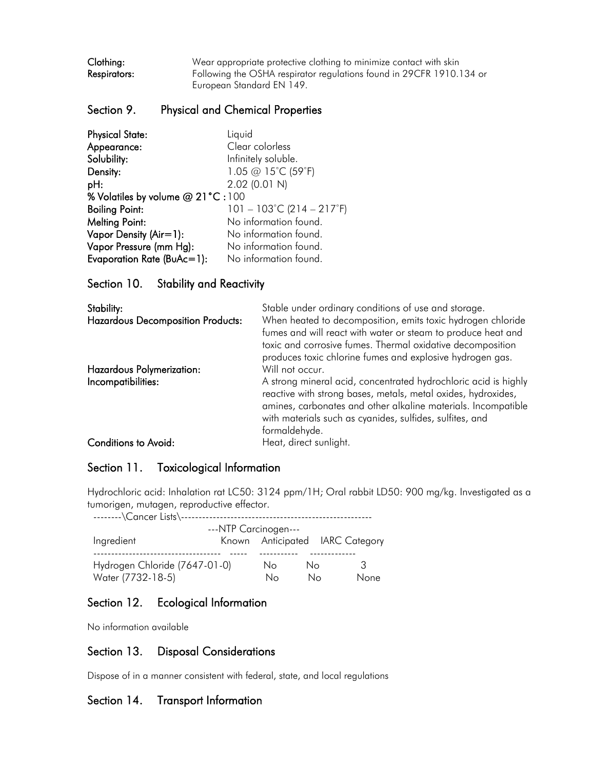**Clothing:** Wear appropriate protective clothing to minimize contact with skin
**Respirators:** Following the OSHA respirator regulations found in 29CFR 1910.134 or European Standard EN 149.

## Section 9. Physical and Chemical Properties

| | |
|---|---|
| **Physical State:** | Liquid |
| **Appearance:** | Clear colorless |
| **Solubility:** | Infinitely soluble. |
| **Density:** | 1.05 @ 15˚C (59˚F) |
| **pH:** | 2.02 (0.01 N) |
| **% Volatiles by volume @ 21°C :** | 100 |
| **Boiling Point:** | 101 – 103˚C (214 – 217˚F) |
| **Melting Point:** | No information found. |
| **Vapor Density (Air=1):** | No information found. |
| **Vapor Pressure (mm Hg):** | No information found. |
| **Evaporation Rate (BuAc=1):** | No information found. |

## Section 10. Stability and Reactivity

| | |
|---|---|
| **Stability:** | Stable under ordinary conditions of use and storage. |
| **Hazardous Decomposition Products:** | When heated to decomposition, emits toxic hydrogen chloride fumes and will react with water or steam to produce heat and toxic and corrosive fumes. Thermal oxidative decomposition produces toxic chlorine fumes and explosive hydrogen gas. |
| **Hazardous Polymerization:** | Will not occur. |
| **Incompatibilities:** | A strong mineral acid, concentrated hydrochloric acid is highly reactive with strong bases, metals, metal oxides, hydroxides, amines, carbonates and other alkaline materials. Incompatible with materials such as cyanides, sulfides, sulfites, and formaldehyde. |
| **Conditions to Avoid:** | Heat, direct sunlight. |

## Section 11. Toxicological Information

Hydrochloric acid: Inhalation rat LC50: 3124 ppm/1H; Oral rabbit LD50: 900 mg/kg. Investigated as a tumorigen, mutagen, reproductive effector.

--------\Cancer Lists\------------------------------------------------------

| Ingredient | ---NTP Carcinogen--- Known | Anticipated | IARC Category |
|---|---|---|---|
| Hydrogen Chloride (7647-01-0) | No | No | 3 |
| Water (7732-18-5) | No | No | None |

## Section 12. Ecological Information

No information available

## Section 13. Disposal Considerations

Dispose of in a manner consistent with federal, state, and local regulations

## Section 14. Transport Information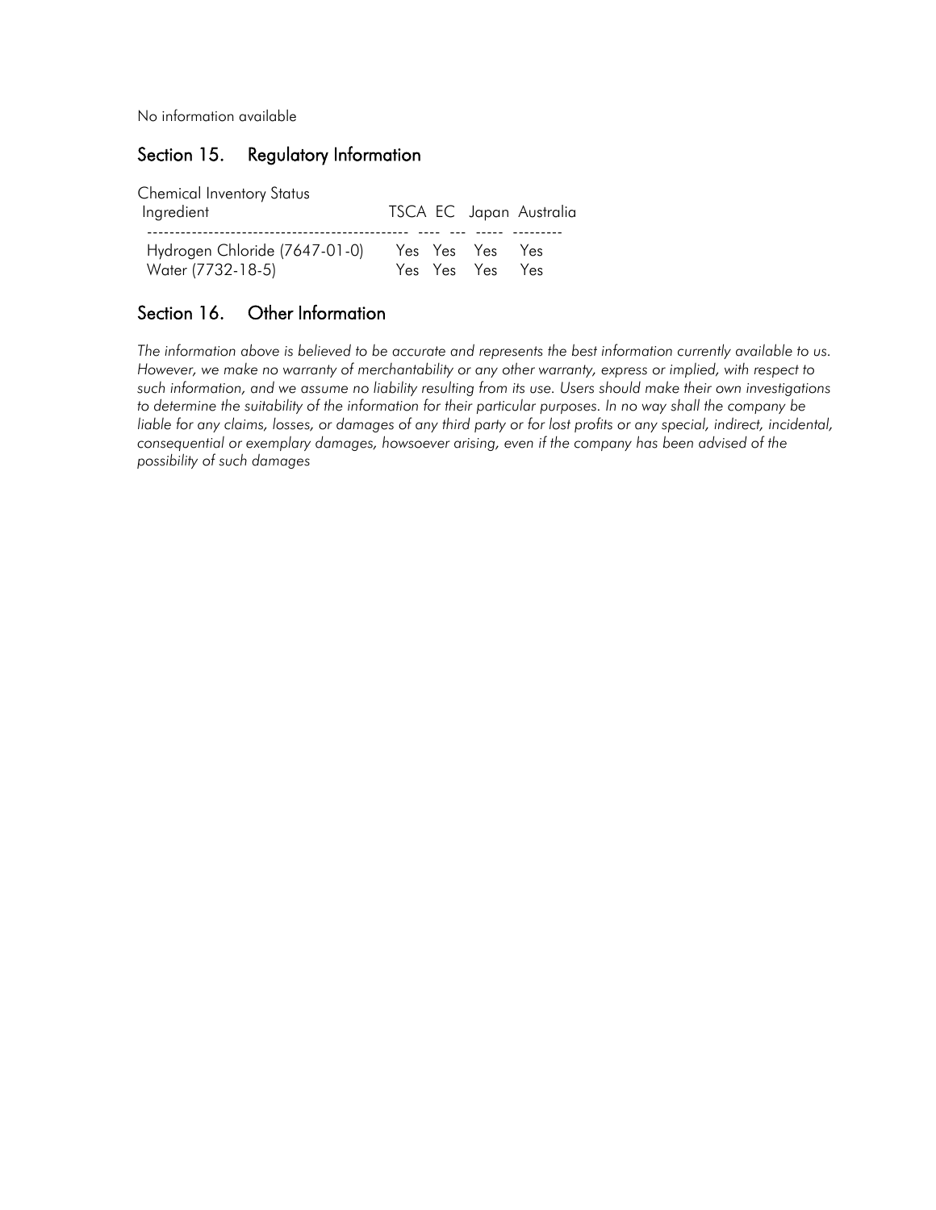No information available

## Section 15. Regulatory Information

Chemical Inventory Status

| Ingredient | TSCA | EC | Japan | Australia |
|---|---|---|---|---|
| Hydrogen Chloride (7647-01-0) | Yes | Yes | Yes | Yes |
| Water (7732-18-5) | Yes | Yes | Yes | Yes |

## Section 16. Other Information

*The information above is believed to be accurate and represents the best information currently available to us. However, we make no warranty of merchantability or any other warranty, express or implied, with respect to such information, and we assume no liability resulting from its use. Users should make their own investigations to determine the suitability of the information for their particular purposes. In no way shall the company be liable for any claims, losses, or damages of any third party or for lost profits or any special, indirect, incidental, consequential or exemplary damages, howsoever arising, even if the company has been advised of the possibility of such damages*